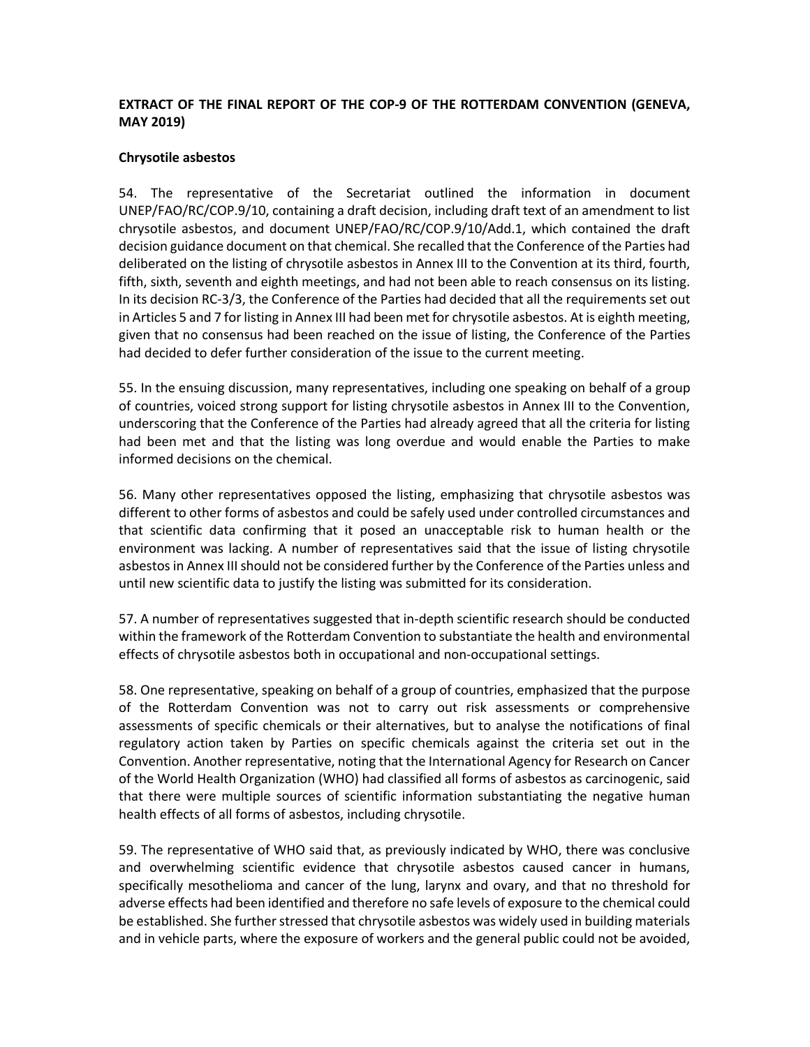**EXTRACT OF THE FINAL REPORT OF THE COP-9 OF THE ROTTERDAM CONVENTION (GENEVA, MAY 2019)**

**Chrysotile asbestos**

54. The representative of the Secretariat outlined the information in document UNEP/FAO/RC/COP.9/10, containing a draft decision, including draft text of an amendment to list chrysotile asbestos, and document UNEP/FAO/RC/COP.9/10/Add.1, which contained the draft decision guidance document on that chemical. She recalled that the Conference of the Parties had deliberated on the listing of chrysotile asbestos in Annex III to the Convention at its third, fourth, fifth, sixth, seventh and eighth meetings, and had not been able to reach consensus on its listing. In its decision RC-3/3, the Conference of the Parties had decided that all the requirements set out in Articles 5 and 7 for listing in Annex III had been met for chrysotile asbestos. At is eighth meeting, given that no consensus had been reached on the issue of listing, the Conference of the Parties had decided to defer further consideration of the issue to the current meeting.

55. In the ensuing discussion, many representatives, including one speaking on behalf of a group of countries, voiced strong support for listing chrysotile asbestos in Annex III to the Convention, underscoring that the Conference of the Parties had already agreed that all the criteria for listing had been met and that the listing was long overdue and would enable the Parties to make informed decisions on the chemical.

56. Many other representatives opposed the listing, emphasizing that chrysotile asbestos was different to other forms of asbestos and could be safely used under controlled circumstances and that scientific data confirming that it posed an unacceptable risk to human health or the environment was lacking. A number of representatives said that the issue of listing chrysotile asbestos in Annex III should not be considered further by the Conference of the Parties unless and until new scientific data to justify the listing was submitted for its consideration.

57. A number of representatives suggested that in-depth scientific research should be conducted within the framework of the Rotterdam Convention to substantiate the health and environmental effects of chrysotile asbestos both in occupational and non-occupational settings.

58. One representative, speaking on behalf of a group of countries, emphasized that the purpose of the Rotterdam Convention was not to carry out risk assessments or comprehensive assessments of specific chemicals or their alternatives, but to analyse the notifications of final regulatory action taken by Parties on specific chemicals against the criteria set out in the Convention. Another representative, noting that the International Agency for Research on Cancer of the World Health Organization (WHO) had classified all forms of asbestos as carcinogenic, said that there were multiple sources of scientific information substantiating the negative human health effects of all forms of asbestos, including chrysotile.

59. The representative of WHO said that, as previously indicated by WHO, there was conclusive and overwhelming scientific evidence that chrysotile asbestos caused cancer in humans, specifically mesothelioma and cancer of the lung, larynx and ovary, and that no threshold for adverse effects had been identified and therefore no safe levels of exposure to the chemical could be established. She further stressed that chrysotile asbestos was widely used in building materials and in vehicle parts, where the exposure of workers and the general public could not be avoided,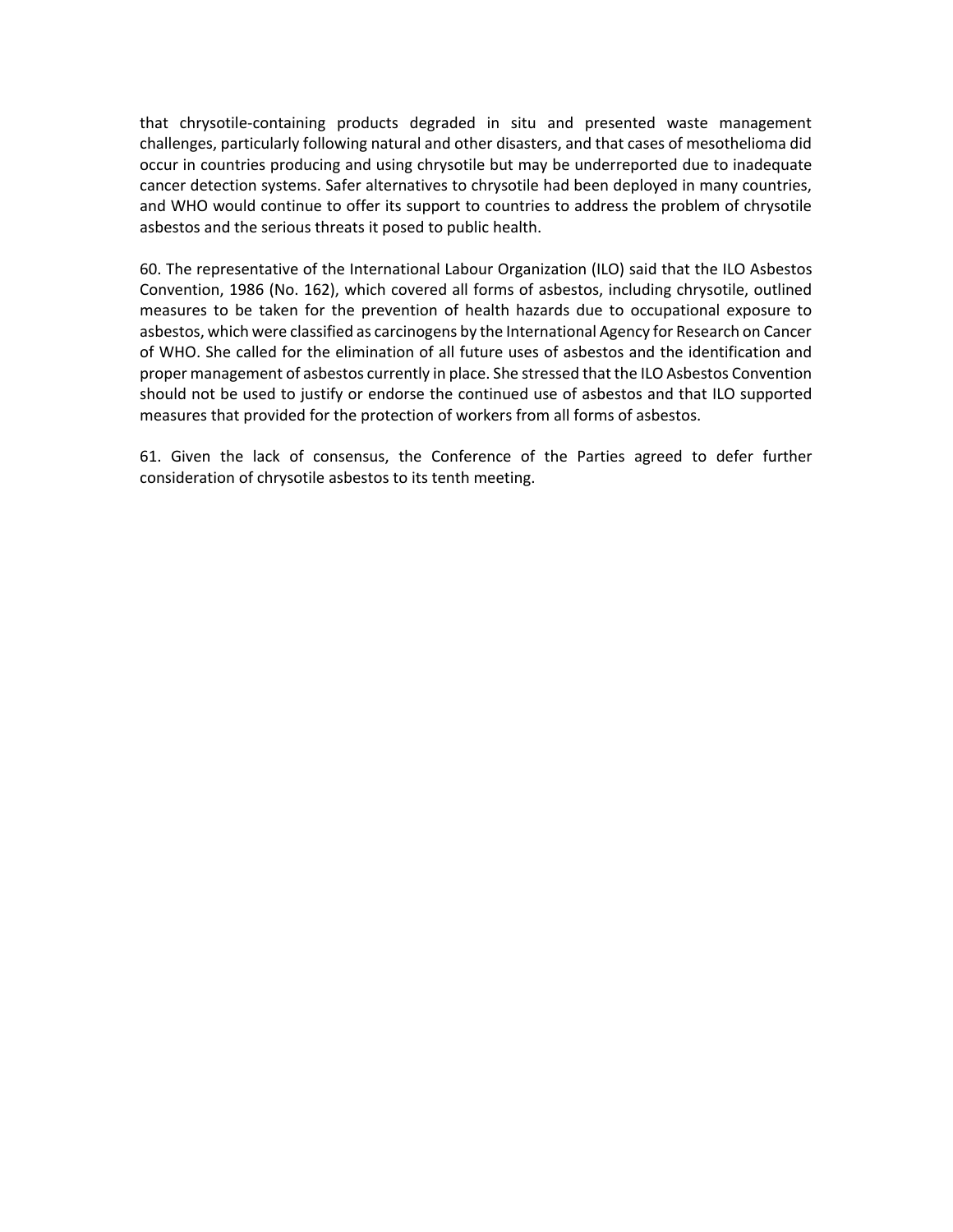that chrysotile-containing products degraded in situ and presented waste management challenges, particularly following natural and other disasters, and that cases of mesothelioma did occur in countries producing and using chrysotile but may be underreported due to inadequate cancer detection systems. Safer alternatives to chrysotile had been deployed in many countries, and WHO would continue to offer its support to countries to address the problem of chrysotile asbestos and the serious threats it posed to public health.

60. The representative of the International Labour Organization (ILO) said that the ILO Asbestos Convention, 1986 (No. 162), which covered all forms of asbestos, including chrysotile, outlined measures to be taken for the prevention of health hazards due to occupational exposure to asbestos, which were classified as carcinogens by the International Agency for Research on Cancer of WHO. She called for the elimination of all future uses of asbestos and the identification and proper management of asbestos currently in place. She stressed that the ILO Asbestos Convention should not be used to justify or endorse the continued use of asbestos and that ILO supported measures that provided for the protection of workers from all forms of asbestos.

61. Given the lack of consensus, the Conference of the Parties agreed to defer further consideration of chrysotile asbestos to its tenth meeting.